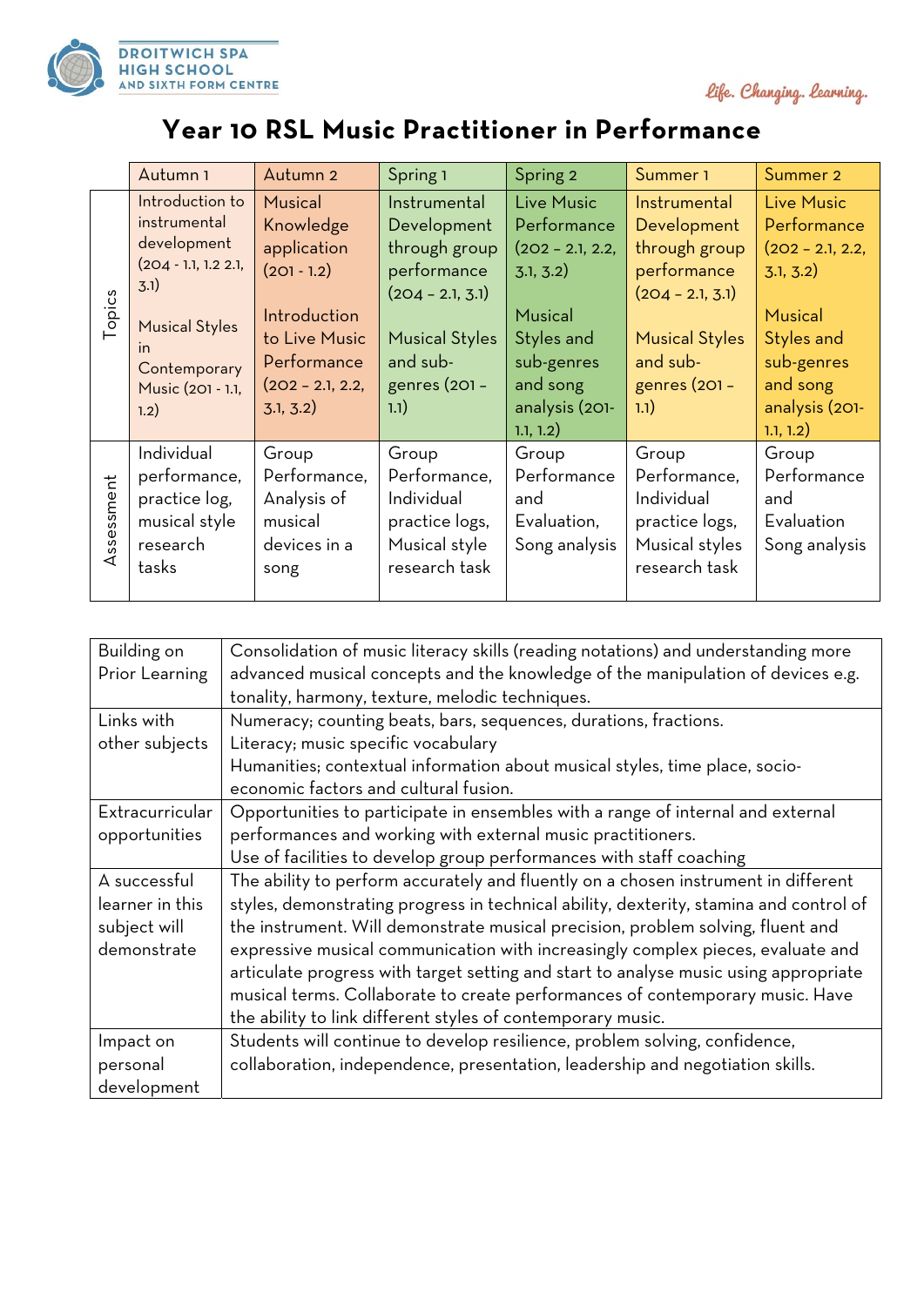DROITWICH SPA HIGH SCHOOL AND SIXTH FORM CENTRE

*Life. Changing. Learning.*

# Year 10 RSL Music Practitioner in Performance

| | Autumn 1 | Autumn 2 | Spring 1 | Spring 2 | Summer 1 | Summer 2 |
|---|---|---|---|---|---|---|
| Topics | Introduction to instrumental development (204 - 1.1, 1.2 2.1, 3.1)<br><br>Musical Styles in Contemporary Music (201 - 1.1, 1.2) | Musical Knowledge application (201 - 1.2)<br><br>Introduction to Live Music Performance (202 – 2.1, 2.2, 3.1, 3.2) | Instrumental Development through group performance (204 – 2.1, 3.1)<br><br>Musical Styles and sub-genres (201 – 1.1) | Live Music Performance (202 – 2.1, 2.2, 3.1, 3.2)<br><br>Musical Styles and sub-genres and song analysis (201- 1.1, 1.2) | Instrumental Development through group performance (204 – 2.1, 3.1)<br><br>Musical Styles and sub-genres (201 – 1.1) | Live Music Performance (202 – 2.1, 2.2, 3.1, 3.2)<br><br>Musical Styles and sub-genres and song analysis (201- 1.1, 1.2) |
| Assessment | Individual performance, practice log, musical style research tasks | Group Performance, Analysis of musical devices in a song | Group Performance, Individual practice logs, Musical style research task | Group Performance and Evaluation, Song analysis | Group Performance, Individual practice logs, Musical styles research task | Group Performance and Evaluation Song analysis |

| | |
|---|---|
| Building on Prior Learning | Consolidation of music literacy skills (reading notations) and understanding more advanced musical concepts and the knowledge of the manipulation of devices e.g. tonality, harmony, texture, melodic techniques. |
| Links with other subjects | Numeracy; counting beats, bars, sequences, durations, fractions.<br>Literacy; music specific vocabulary<br>Humanities; contextual information about musical styles, time place, socio-economic factors and cultural fusion. |
| Extracurricular opportunities | Opportunities to participate in ensembles with a range of internal and external performances and working with external music practitioners.<br>Use of facilities to develop group performances with staff coaching |
| A successful learner in this subject will demonstrate | The ability to perform accurately and fluently on a chosen instrument in different styles, demonstrating progress in technical ability, dexterity, stamina and control of the instrument. Will demonstrate musical precision, problem solving, fluent and expressive musical communication with increasingly complex pieces, evaluate and articulate progress with target setting and start to analyse music using appropriate musical terms. Collaborate to create performances of contemporary music. Have the ability to link different styles of contemporary music. |
| Impact on personal development | Students will continue to develop resilience, problem solving, confidence, collaboration, independence, presentation, leadership and negotiation skills. |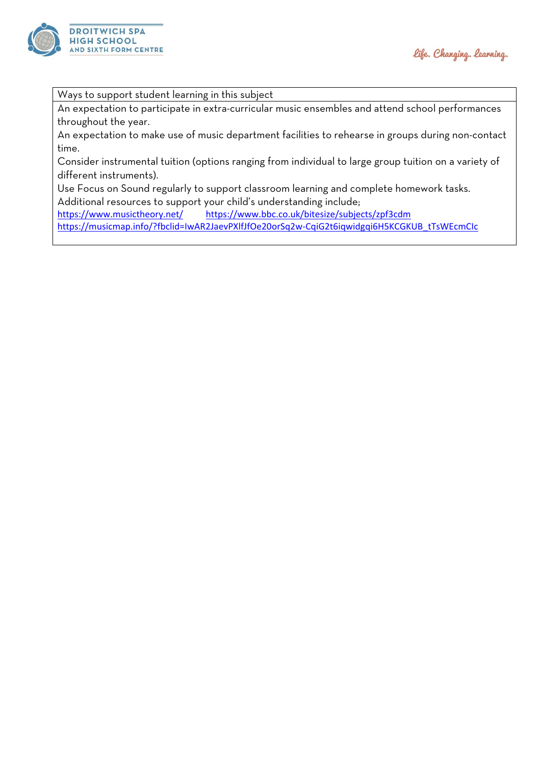| Ways to support student learning in this subject |
| --- |
| An expectation to participate in extra-curricular music ensembles and attend school performances throughout the year.<br>An expectation to make use of music department facilities to rehearse in groups during non-contact time.<br>Consider instrumental tuition (options ranging from individual to large group tuition on a variety of different instruments).<br>Use Focus on Sound regularly to support classroom learning and complete homework tasks.<br>Additional resources to support your child's understanding include;<br>https://www.musictheory.net/ https://www.bbc.co.uk/bitesize/subjects/zpf3cdm<br>https://musicmap.info/?fbclid=IwAR2JaevPXlfJfOe20orSq2w-CqiG2t6iqwidgqi6H5KCGKUB_tTsWEcmClc |